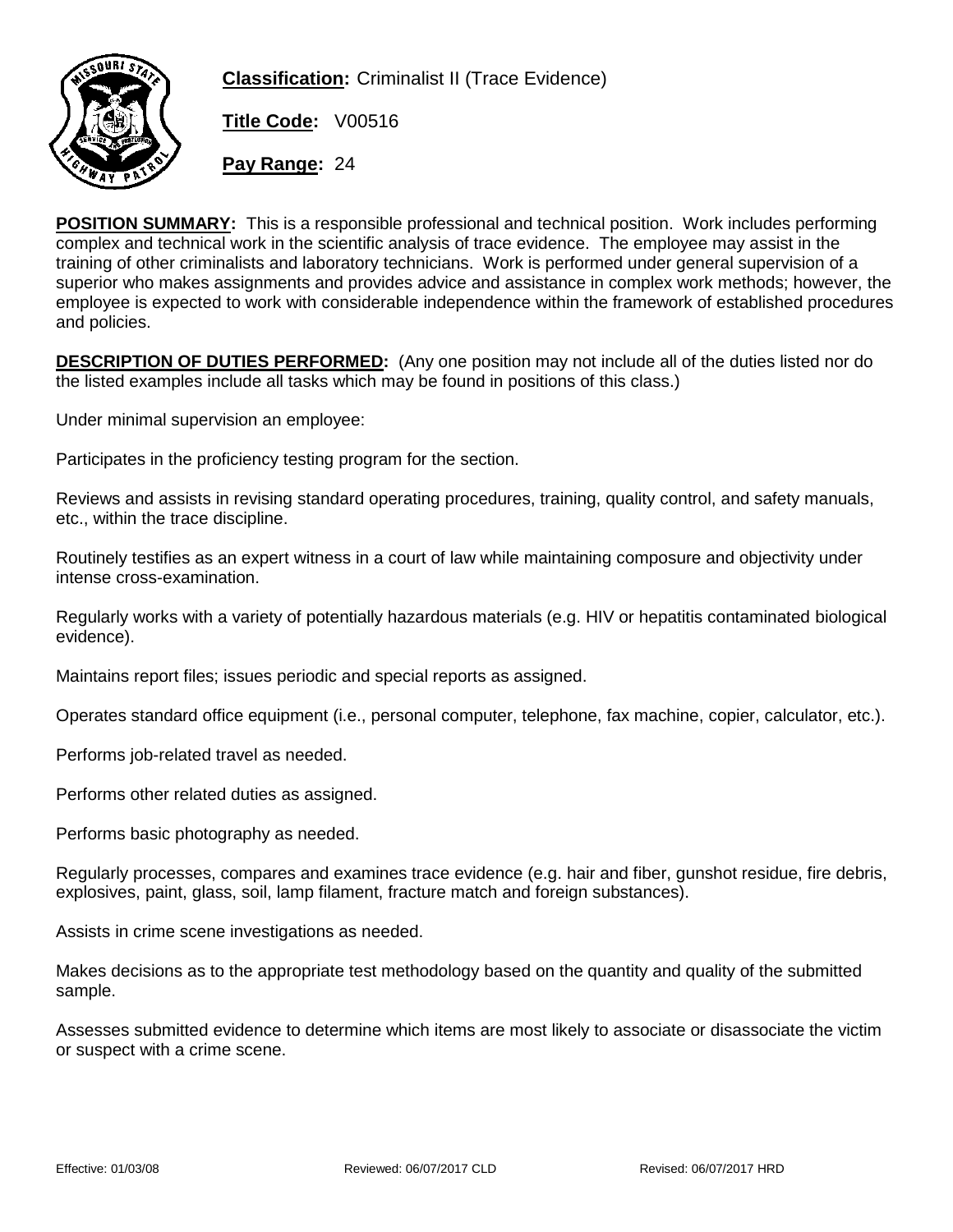**Classification:** Criminalist II (Trace Evidence)

**Title Code:** V00516

**Pay Range:** 24

**POSITION SUMMARY:** This is a responsible professional and technical position. Work includes performing complex and technical work in the scientific analysis of trace evidence. The employee may assist in the training of other criminalists and laboratory technicians. Work is performed under general supervision of a superior who makes assignments and provides advice and assistance in complex work methods; however, the employee is expected to work with considerable independence within the framework of established procedures and policies.

**DESCRIPTION OF DUTIES PERFORMED:** (Any one position may not include all of the duties listed nor do the listed examples include all tasks which may be found in positions of this class.)

Under minimal supervision an employee:

Participates in the proficiency testing program for the section.

Reviews and assists in revising standard operating procedures, training, quality control, and safety manuals, etc., within the trace discipline.

Routinely testifies as an expert witness in a court of law while maintaining composure and objectivity under intense cross-examination.

Regularly works with a variety of potentially hazardous materials (e.g. HIV or hepatitis contaminated biological evidence).

Maintains report files; issues periodic and special reports as assigned.

Operates standard office equipment (i.e., personal computer, telephone, fax machine, copier, calculator, etc.).

Performs job-related travel as needed.

Performs other related duties as assigned.

Performs basic photography as needed.

Regularly processes, compares and examines trace evidence (e.g. hair and fiber, gunshot residue, fire debris, explosives, paint, glass, soil, lamp filament, fracture match and foreign substances).

Assists in crime scene investigations as needed.

Makes decisions as to the appropriate test methodology based on the quantity and quality of the submitted sample.

Assesses submitted evidence to determine which items are most likely to associate or disassociate the victim or suspect with a crime scene.

Effective: 01/03/08 Reviewed: 06/07/2017 CLD Revised: 06/07/2017 HRD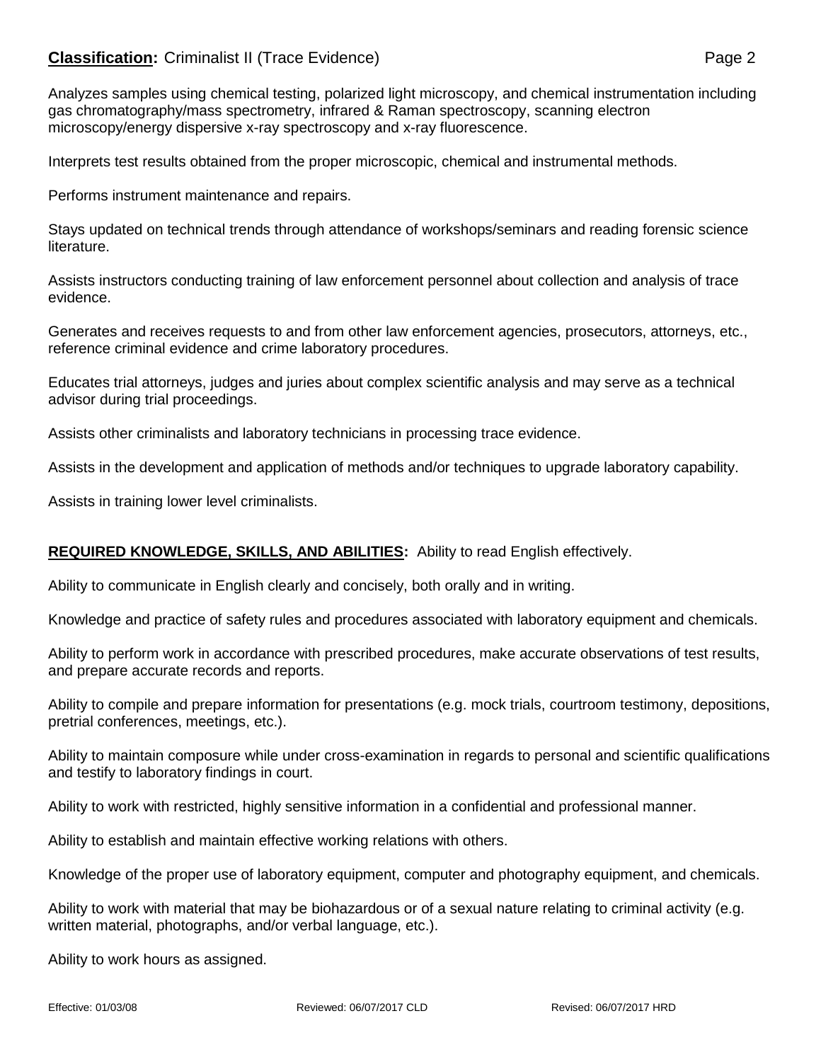Analyzes samples using chemical testing, polarized light microscopy, and chemical instrumentation including gas chromatography/mass spectrometry, infrared & Raman spectroscopy, scanning electron microscopy/energy dispersive x-ray spectroscopy and x-ray fluorescence.

Interprets test results obtained from the proper microscopic, chemical and instrumental methods.

Performs instrument maintenance and repairs.

Stays updated on technical trends through attendance of workshops/seminars and reading forensic science literature.

Assists instructors conducting training of law enforcement personnel about collection and analysis of trace evidence.

Generates and receives requests to and from other law enforcement agencies, prosecutors, attorneys, etc., reference criminal evidence and crime laboratory procedures.

Educates trial attorneys, judges and juries about complex scientific analysis and may serve as a technical advisor during trial proceedings.

Assists other criminalists and laboratory technicians in processing trace evidence.

Assists in the development and application of methods and/or techniques to upgrade laboratory capability.

Assists in training lower level criminalists.

**REQUIRED KNOWLEDGE, SKILLS, AND ABILITIES:** Ability to read English effectively.

Ability to communicate in English clearly and concisely, both orally and in writing.

Knowledge and practice of safety rules and procedures associated with laboratory equipment and chemicals.

Ability to perform work in accordance with prescribed procedures, make accurate observations of test results, and prepare accurate records and reports.

Ability to compile and prepare information for presentations (e.g. mock trials, courtroom testimony, depositions, pretrial conferences, meetings, etc.).

Ability to maintain composure while under cross-examination in regards to personal and scientific qualifications and testify to laboratory findings in court.

Ability to work with restricted, highly sensitive information in a confidential and professional manner.

Ability to establish and maintain effective working relations with others.

Knowledge of the proper use of laboratory equipment, computer and photography equipment, and chemicals.

Ability to work with material that may be biohazardous or of a sexual nature relating to criminal activity (e.g. written material, photographs, and/or verbal language, etc.).

Ability to work hours as assigned.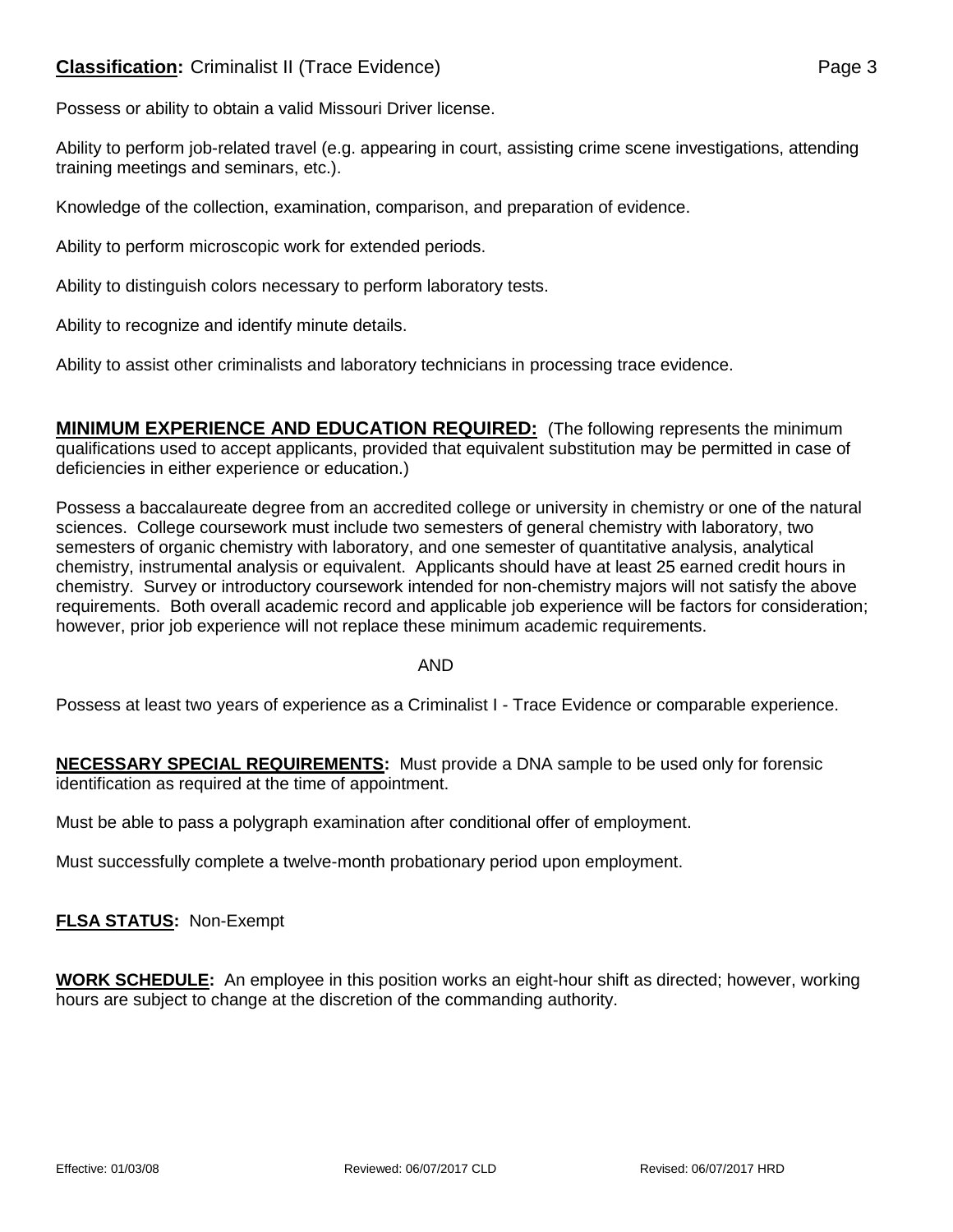Possess or ability to obtain a valid Missouri Driver license.

Ability to perform job-related travel (e.g. appearing in court, assisting crime scene investigations, attending training meetings and seminars, etc.).

Knowledge of the collection, examination, comparison, and preparation of evidence.

Ability to perform microscopic work for extended periods.

Ability to distinguish colors necessary to perform laboratory tests.

Ability to recognize and identify minute details.

Ability to assist other criminalists and laboratory technicians in processing trace evidence.

**MINIMUM EXPERIENCE AND EDUCATION REQUIRED:** (The following represents the minimum qualifications used to accept applicants, provided that equivalent substitution may be permitted in case of deficiencies in either experience or education.)

Possess a baccalaureate degree from an accredited college or university in chemistry or one of the natural sciences. College coursework must include two semesters of general chemistry with laboratory, two semesters of organic chemistry with laboratory, and one semester of quantitative analysis, analytical chemistry, instrumental analysis or equivalent. Applicants should have at least 25 earned credit hours in chemistry. Survey or introductory coursework intended for non-chemistry majors will not satisfy the above requirements. Both overall academic record and applicable job experience will be factors for consideration; however, prior job experience will not replace these minimum academic requirements.

AND

Possess at least two years of experience as a Criminalist I - Trace Evidence or comparable experience.

**NECESSARY SPECIAL REQUIREMENTS:** Must provide a DNA sample to be used only for forensic identification as required at the time of appointment.

Must be able to pass a polygraph examination after conditional offer of employment.

Must successfully complete a twelve-month probationary period upon employment.

**FLSA STATUS:** Non-Exempt

**WORK SCHEDULE:** An employee in this position works an eight-hour shift as directed; however, working hours are subject to change at the discretion of the commanding authority.

Effective: 01/03/08 Reviewed: 06/07/2017 CLD Revised: 06/07/2017 HRD